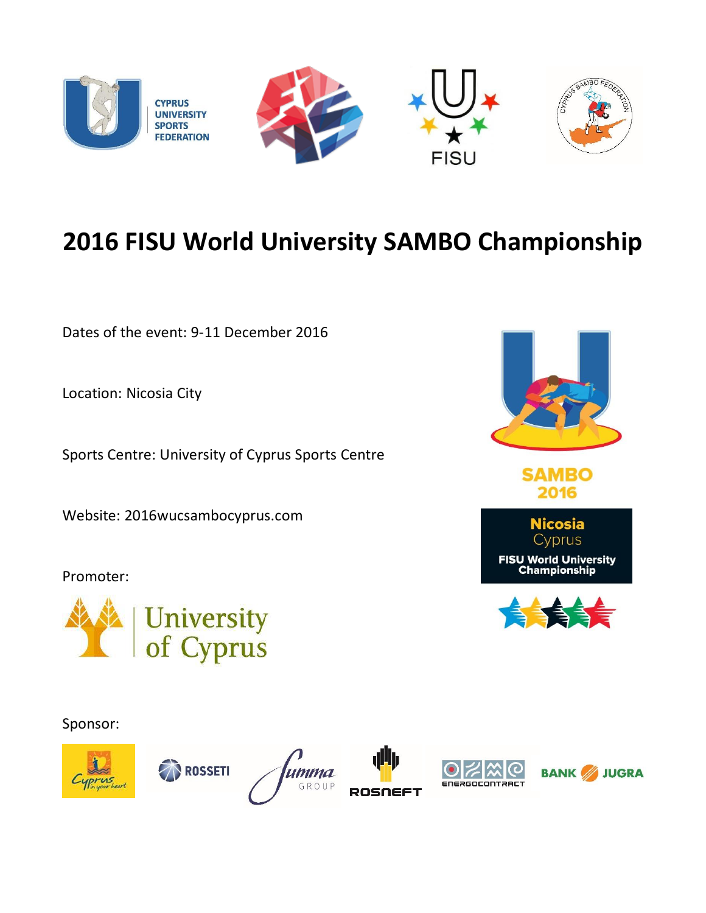# 2016 FISU World University SAMBO Championship

Dates of the event: 9-11 December 2016

Location: Nicosia City

Sports Centre: University of Cyprus Sports Centre

Website: 2016wucsambocyprus.com

Promoter:

Sponsor: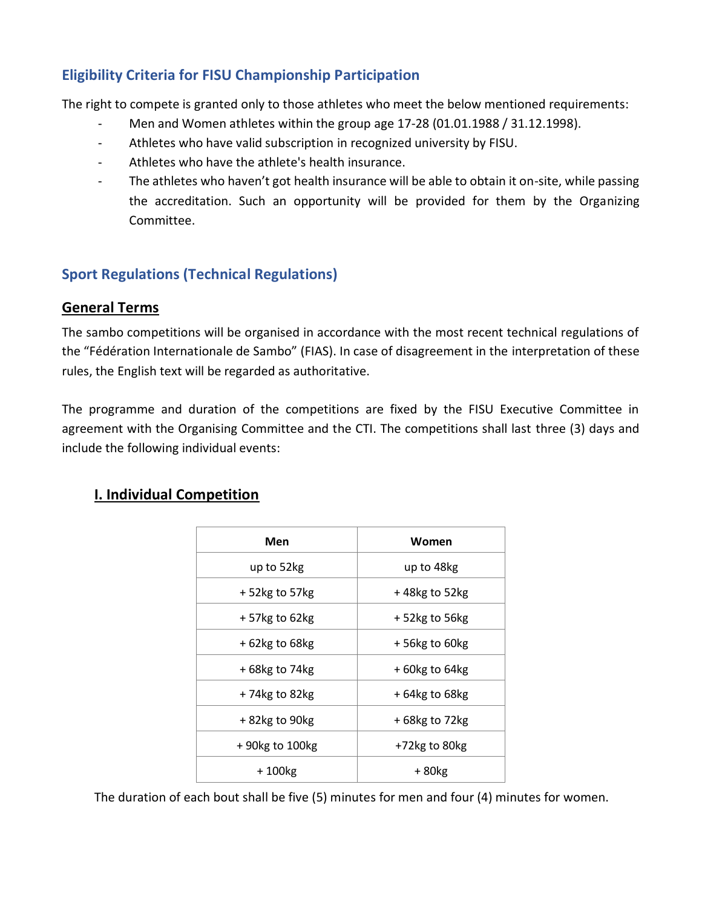## Eligibility Criteria for FISU Championship Participation

The right to compete is granted only to those athletes who meet the below mentioned requirements:

- Men and Women athletes within the group age 17-28 (01.01.1988 / 31.12.1998).
- Athletes who have valid subscription in recognized university by FISU.
- Athletes who have the athlete's health insurance.
- The athletes who haven't got health insurance will be able to obtain it on-site, while passing the accreditation. Such an opportunity will be provided for them by the Organizing Committee.

## Sport Regulations (Technical Regulations)

### General Terms

The sambo competitions will be organised in accordance with the most recent technical regulations of the "Fédération Internationale de Sambo" (FIAS). In case of disagreement in the interpretation of these rules, the English text will be regarded as authoritative.

The programme and duration of the competitions are fixed by the FISU Executive Committee in agreement with the Organising Committee and the CTI. The competitions shall last three (3) days and include the following individual events:

### I. Individual Competition

| Men | Women |
|---|---|
| up to 52kg | up to 48kg |
| + 52kg to 57kg | + 48kg to 52kg |
| + 57kg to 62kg | + 52kg to 56kg |
| + 62kg to 68kg | + 56kg to 60kg |
| + 68kg to 74kg | + 60kg to 64kg |
| + 74kg to 82kg | + 64kg to 68kg |
| + 82kg to 90kg | + 68kg to 72kg |
| + 90kg to 100kg | +72kg to 80kg |
| + 100kg | + 80kg |

The duration of each bout shall be five (5) minutes for men and four (4) minutes for women.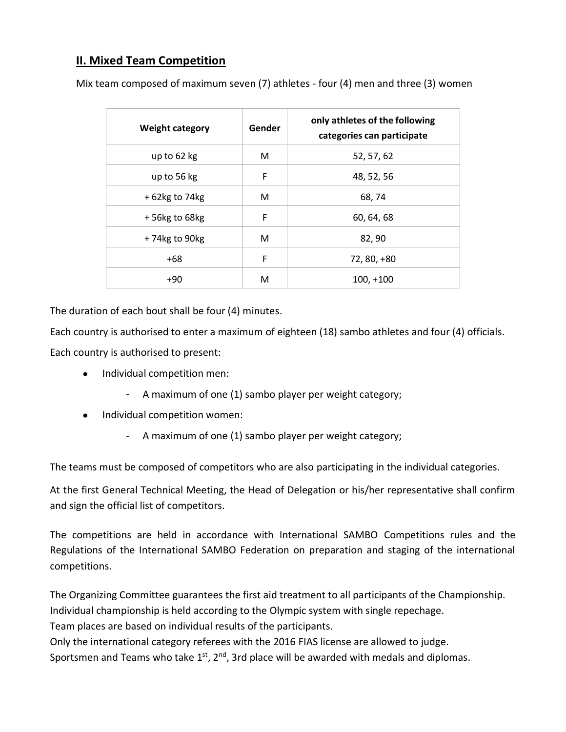## II. Mixed Team Competition

Mix team composed of maximum seven (7) athletes - four (4) men and three (3) women

| Weight category | Gender | only athletes of the following categories can participate |
|---|---|---|
| up to 62 kg | M | 52, 57, 62 |
| up to 56 kg | F | 48, 52, 56 |
| + 62kg to 74kg | M | 68, 74 |
| + 56kg to 68kg | F | 60, 64, 68 |
| + 74kg to 90kg | M | 82, 90 |
| +68 | F | 72, 80, +80 |
| +90 | M | 100, +100 |

The duration of each bout shall be four (4) minutes.

Each country is authorised to enter a maximum of eighteen (18) sambo athletes and four (4) officials.

Each country is authorised to present:

- Individual competition men:
  - A maximum of one (1) sambo player per weight category;
- Individual competition women:
  - A maximum of one (1) sambo player per weight category;

The teams must be composed of competitors who are also participating in the individual categories.

At the first General Technical Meeting, the Head of Delegation or his/her representative shall confirm and sign the official list of competitors.

The competitions are held in accordance with International SAMBO Competitions rules and the Regulations of the International SAMBO Federation on preparation and staging of the international competitions.

The Organizing Committee guarantees the first aid treatment to all participants of the Championship.
Individual championship is held according to the Olympic system with single repechage.
Team places are based on individual results of the participants.
Only the international category referees with the 2016 FIAS license are allowed to judge.
Sportsmen and Teams who take 1st, 2nd, 3rd place will be awarded with medals and diplomas.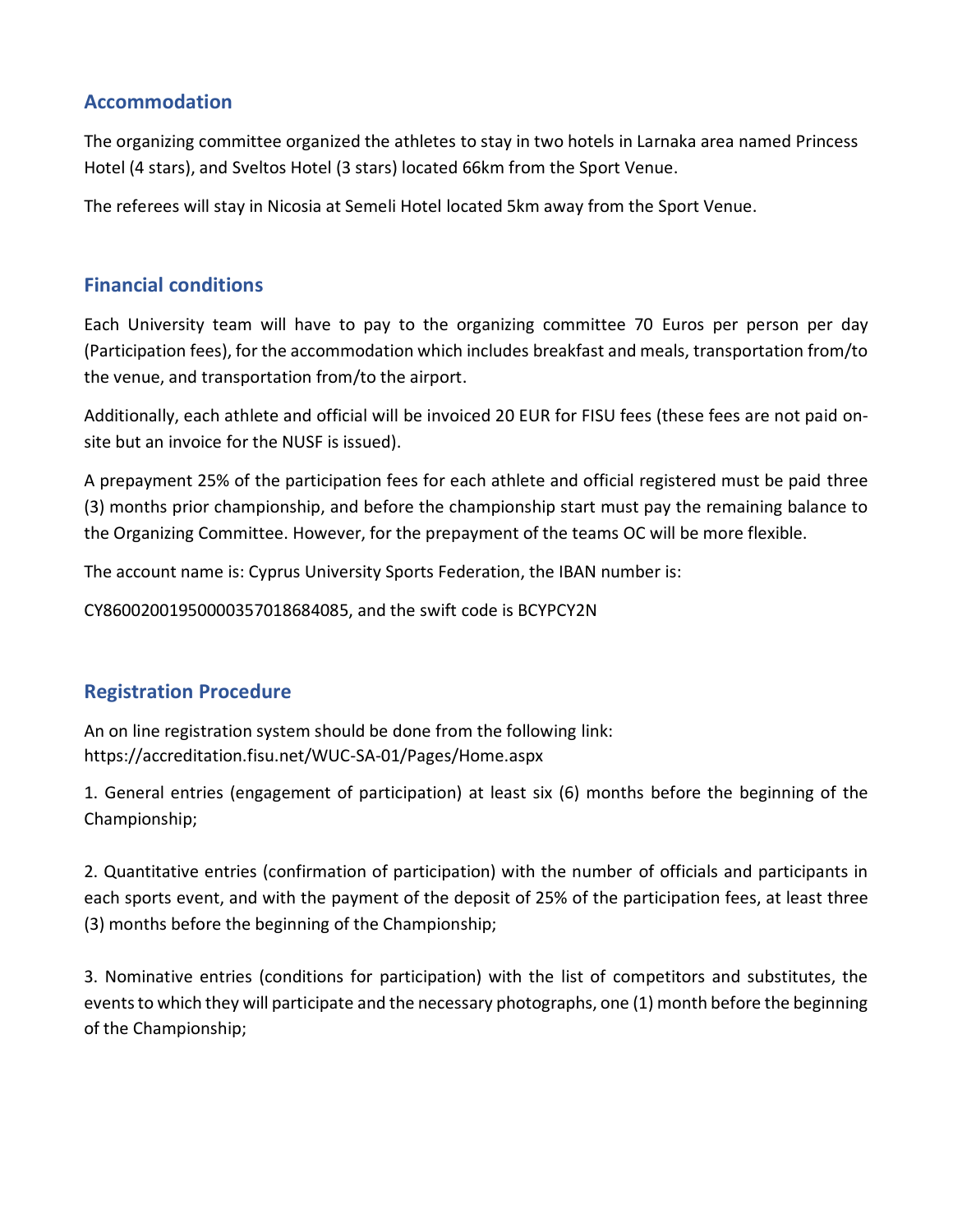## Accommodation

The organizing committee organized the athletes to stay in two hotels in Larnaka area named Princess Hotel (4 stars), and Sveltos Hotel (3 stars) located 66km from the Sport Venue.

The referees will stay in Nicosia at Semeli Hotel located 5km away from the Sport Venue.

## Financial conditions

Each University team will have to pay to the organizing committee 70 Euros per person per day (Participation fees), for the accommodation which includes breakfast and meals, transportation from/to the venue, and transportation from/to the airport.

Additionally, each athlete and official will be invoiced 20 EUR for FISU fees (these fees are not paid on-site but an invoice for the NUSF is issued).

A prepayment 25% of the participation fees for each athlete and official registered must be paid three (3) months prior championship, and before the championship start must pay the remaining balance to the Organizing Committee. However, for the prepayment of the teams OC will be more flexible.

The account name is: Cyprus University Sports Federation, the IBAN number is:

CY86002001950000357018684085, and the swift code is BCYPCY2N

## Registration Procedure

An on line registration system should be done from the following link:
https://accreditation.fisu.net/WUC-SA-01/Pages/Home.aspx

1. General entries (engagement of participation) at least six (6) months before the beginning of the Championship;

2. Quantitative entries (confirmation of participation) with the number of officials and participants in each sports event, and with the payment of the deposit of 25% of the participation fees, at least three (3) months before the beginning of the Championship;

3. Nominative entries (conditions for participation) with the list of competitors and substitutes, the events to which they will participate and the necessary photographs, one (1) month before the beginning of the Championship;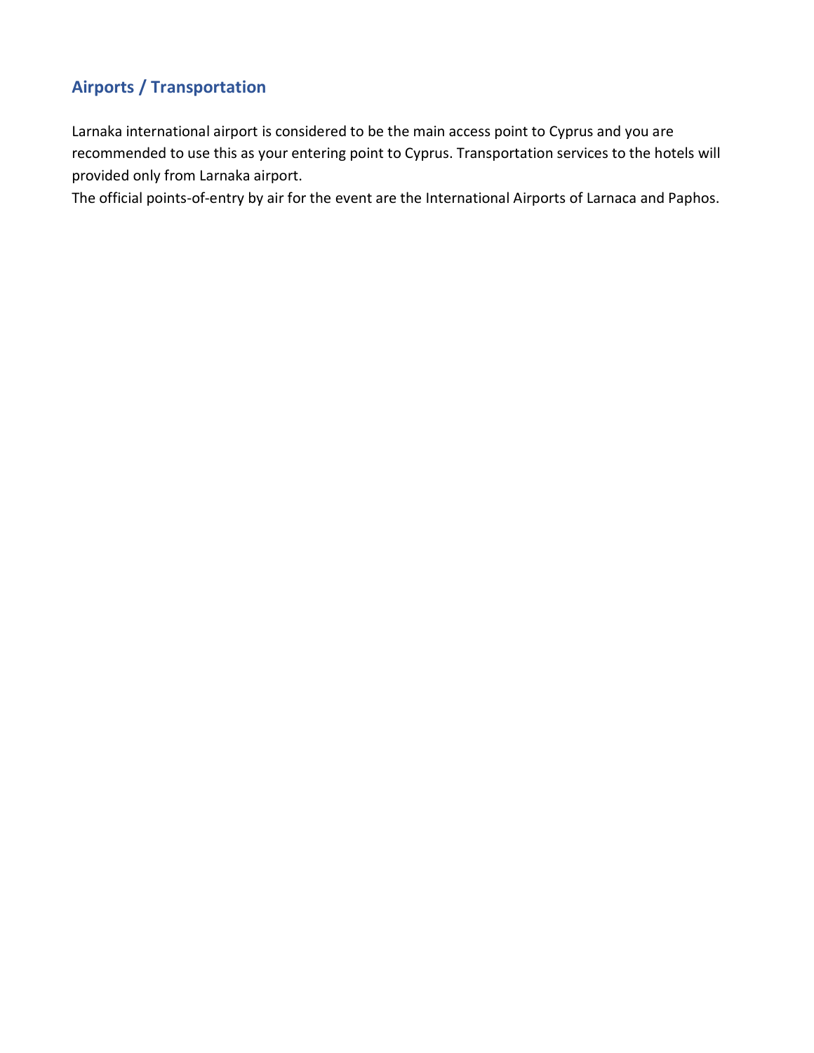## Airports / Transportation

Larnaka international airport is considered to be the main access point to Cyprus and you are recommended to use this as your entering point to Cyprus. Transportation services to the hotels will provided only from Larnaka airport.

The official points-of-entry by air for the event are the International Airports of Larnaca and Paphos.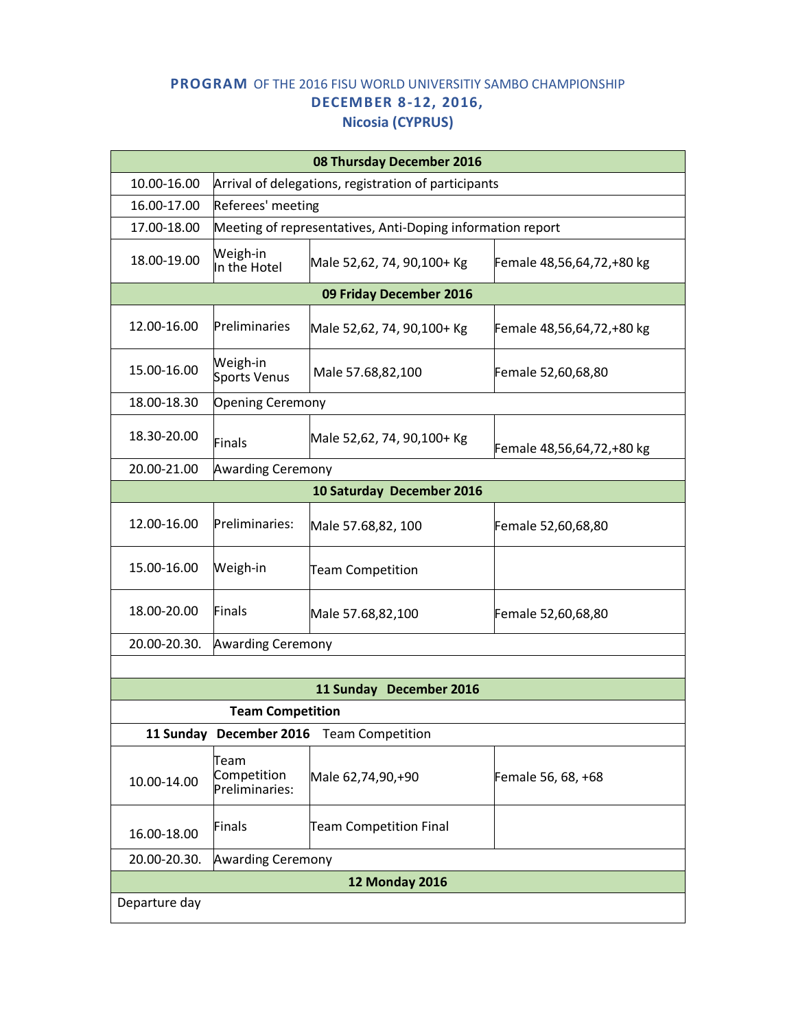**PROGRAM** OF THE 2016 FISU WORLD UNIVERSITIY SAMBO CHAMPIONSHIP
**DECEMBER 8-12, 2016,**
**Nicosia (CYPRUS)**

| **08 Thursday December 2016** | | | |
|---|---|---|---|
| 10.00-16.00 | Arrival of delegations, registration of participants | | |
| 16.00-17.00 | Referees' meeting | | |
| 17.00-18.00 | Meeting of representatives, Anti-Doping information report | | |
| 18.00-19.00 | Weigh-in In the Hotel | Male 52,62, 74, 90,100+ Kg | Female 48,56,64,72,+80 kg |
| **09 Friday December 2016** | | | |
| 12.00-16.00 | Preliminaries | Male 52,62, 74, 90,100+ Kg | Female 48,56,64,72,+80 kg |
| 15.00-16.00 | Weigh-in Sports Venus | Male 57.68,82,100 | Female 52,60,68,80 |
| 18.00-18.30 | Opening Ceremony | | |
| 18.30-20.00 | Finals | Male 52,62, 74, 90,100+ Kg | Female 48,56,64,72,+80 kg |
| 20.00-21.00 | Awarding Ceremony | | |
| **10 Saturday December 2016** | | | |
| 12.00-16.00 | Preliminaries: | Male 57.68,82, 100 | Female 52,60,68,80 |
| 15.00-16.00 | Weigh-in | Team Competition | |
| 18.00-20.00 | Finals | Male 57.68,82,100 | Female 52,60,68,80 |
| 20.00-20.30. | Awarding Ceremony | | |
| | | | |
| **11 Sunday December 2016** | | | |
| **Team Competition** | | | |
| **11 Sunday December 2016** Team Competition | | | |
| 10.00-14.00 | Team Competition Preliminaries: | Male 62,74,90,+90 | Female 56, 68, +68 |
| 16.00-18.00 | Finals | Team Competition Final | |
| 20.00-20.30. | Awarding Ceremony | | |
| **12 Monday 2016** | | | |
| Departure day | | | |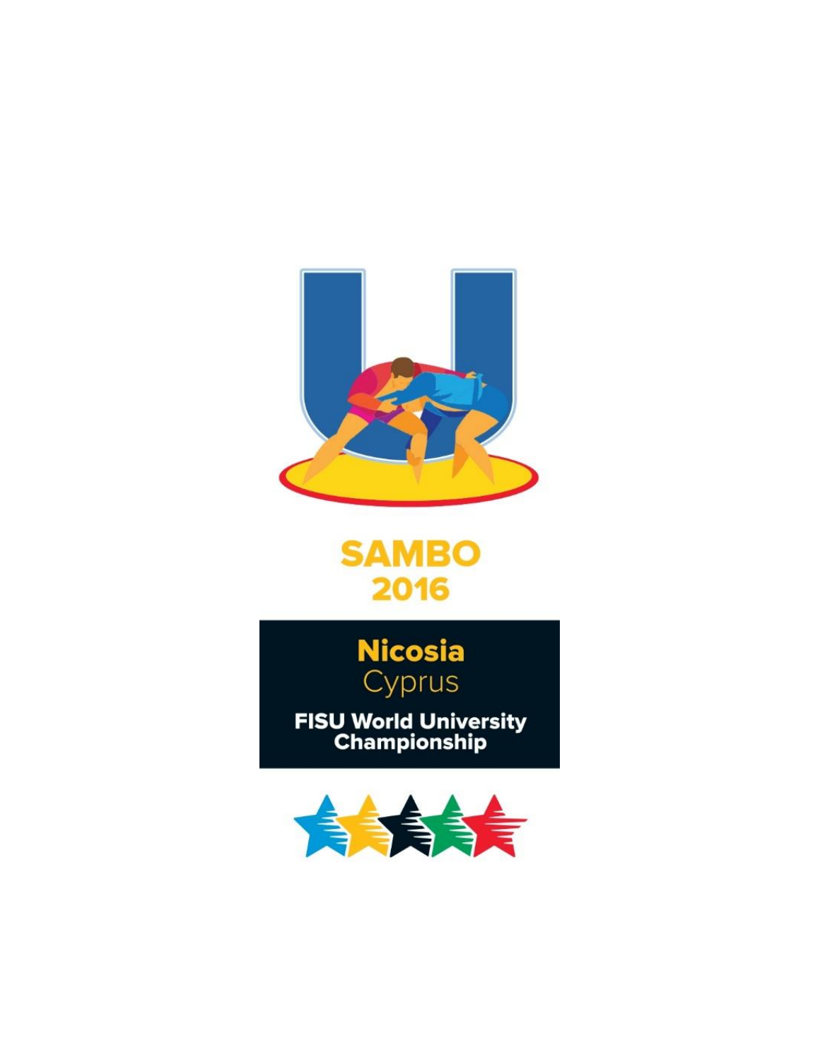SAMBO
2016

Nicosia
Cyprus

FISU World University Championship